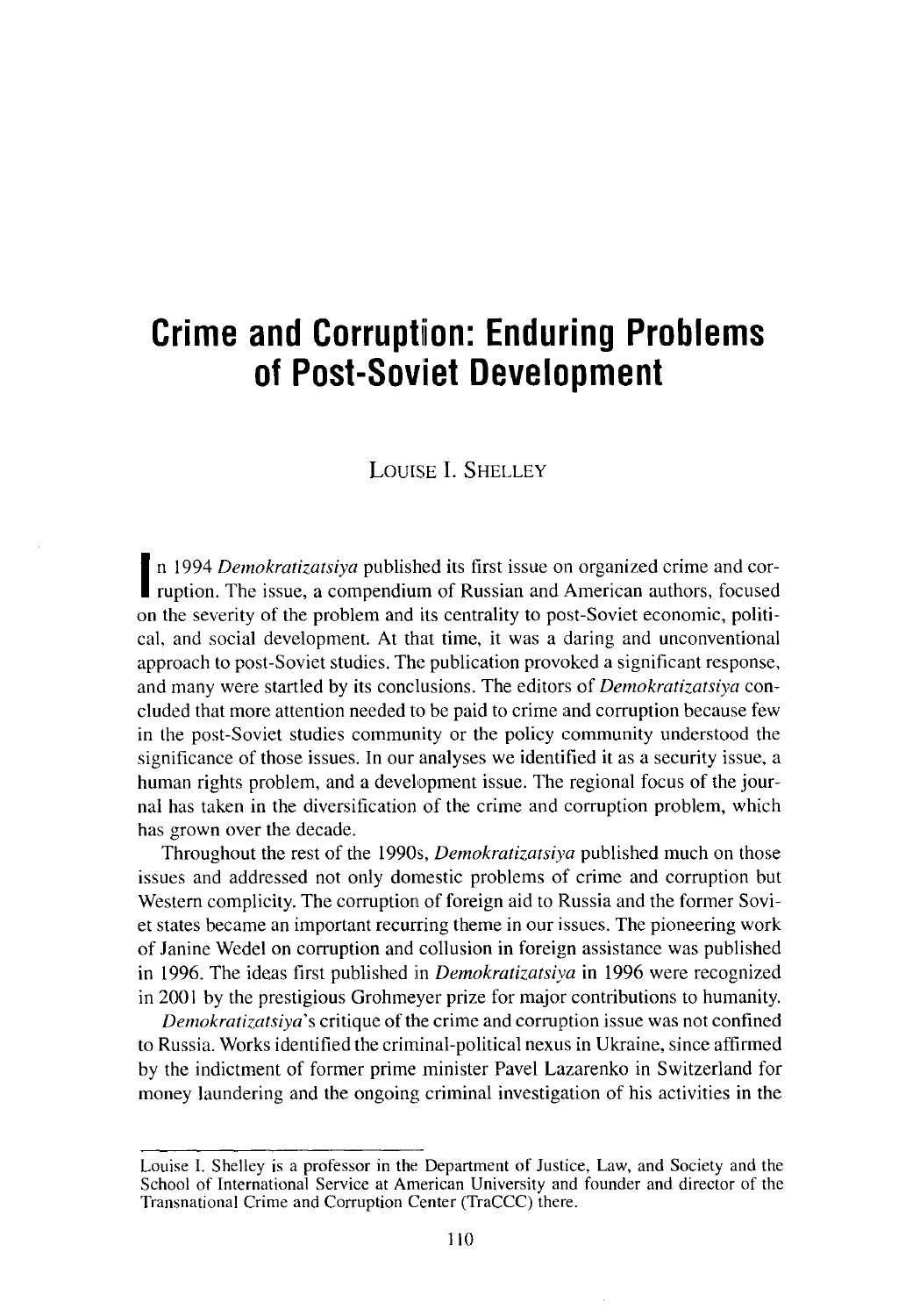# Crime and Corruption: Enduring Problems of Post-Soviet Development

LOUISE I. SHELLEY

In 1994 *Demokratizatsiya* published its first issue on organized crime and corruption. The issue, a compendium of Russian and American authors, focused on the severity of the problem and its centrality to post-Soviet economic, political, and social development. At that time, it was a daring and unconventional approach to post-Soviet studies. The publication provoked a significant response, and many were startled by its conclusions. The editors of *Demokratizatsiya* concluded that more attention needed to be paid to crime and corruption because few in the post-Soviet studies community or the policy community understood the significance of those issues. In our analyses we identified it as a security issue, a human rights problem, and a development issue. The regional focus of the journal has taken in the diversification of the crime and corruption problem, which has grown over the decade.

Throughout the rest of the 1990s, *Demokratizatsiya* published much on those issues and addressed not only domestic problems of crime and corruption but Western complicity. The corruption of foreign aid to Russia and the former Soviet states became an important recurring theme in our issues. The pioneering work of Janine Wedel on corruption and collusion in foreign assistance was published in 1996. The ideas first published in *Demokratizatsiya* in 1996 were recognized in 2001 by the prestigious Grohmeyer prize for major contributions to humanity.

*Demokratizatsiya*'s critique of the crime and corruption issue was not confined to Russia. Works identified the criminal-political nexus in Ukraine, since affirmed by the indictment of former prime minister Pavel Lazarenko in Switzerland for money laundering and the ongoing criminal investigation of his activities in the

---

Louise I. Shelley is a professor in the Department of Justice, Law, and Society and the School of International Service at American University and founder and director of the Transnational Crime and Corruption Center (TraCCC) there.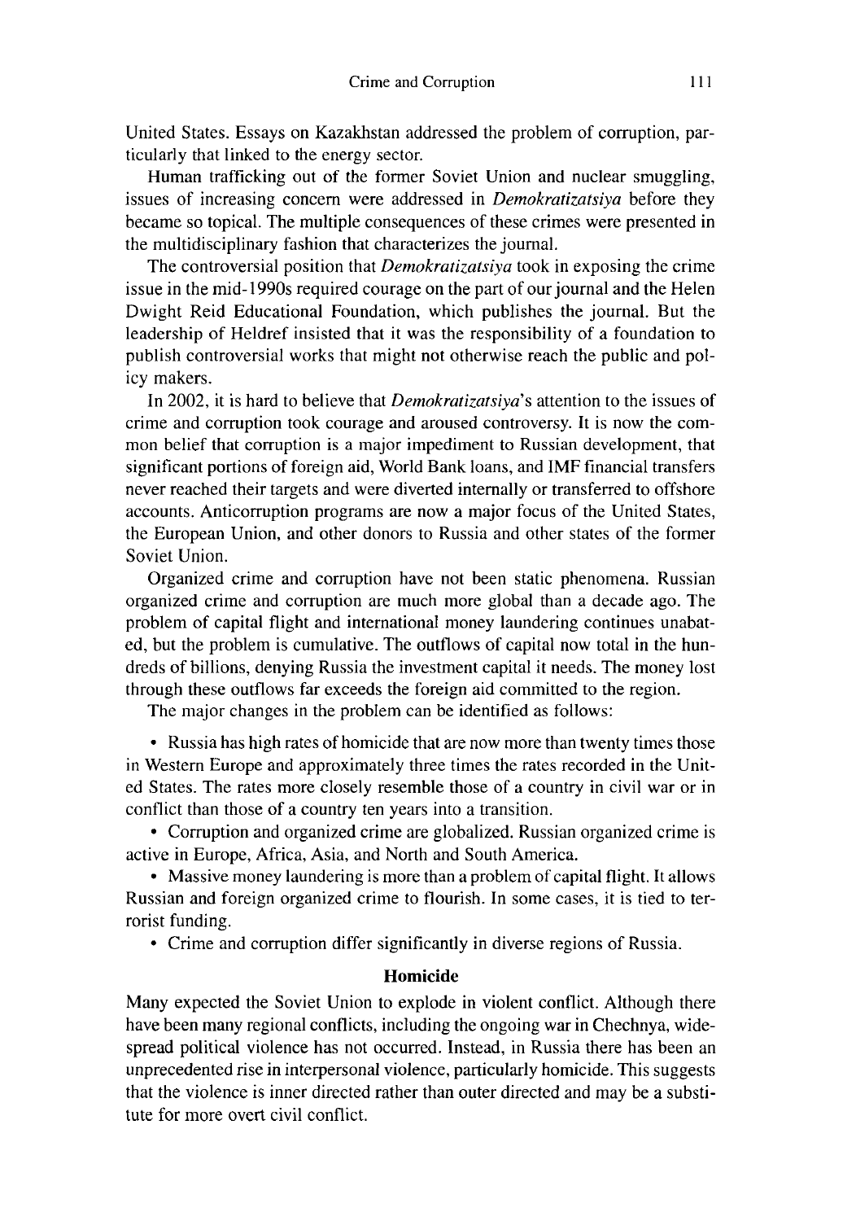United States. Essays on Kazakhstan addressed the problem of corruption, particularly that linked to the energy sector.

Human trafficking out of the former Soviet Union and nuclear smuggling, issues of increasing concern were addressed in *Demokratizatsiya* before they became so topical. The multiple consequences of these crimes were presented in the multidisciplinary fashion that characterizes the journal.

The controversial position that *Demokratizatsiya* took in exposing the crime issue in the mid-1990s required courage on the part of our journal and the Helen Dwight Reid Educational Foundation, which publishes the journal. But the leadership of Heldref insisted that it was the responsibility of a foundation to publish controversial works that might not otherwise reach the public and policy makers.

In 2002, it is hard to believe that *Demokratizatsiya*'s attention to the issues of crime and corruption took courage and aroused controversy. It is now the common belief that corruption is a major impediment to Russian development, that significant portions of foreign aid, World Bank loans, and IMF financial transfers never reached their targets and were diverted internally or transferred to offshore accounts. Anticorruption programs are now a major focus of the United States, the European Union, and other donors to Russia and other states of the former Soviet Union.

Organized crime and corruption have not been static phenomena. Russian organized crime and corruption are much more global than a decade ago. The problem of capital flight and international money laundering continues unabated, but the problem is cumulative. The outflows of capital now total in the hundreds of billions, denying Russia the investment capital it needs. The money lost through these outflows far exceeds the foreign aid committed to the region.

The major changes in the problem can be identified as follows:

- Russia has high rates of homicide that are now more than twenty times those in Western Europe and approximately three times the rates recorded in the United States. The rates more closely resemble those of a country in civil war or in conflict than those of a country ten years into a transition.
- Corruption and organized crime are globalized. Russian organized crime is active in Europe, Africa, Asia, and North and South America.
- Massive money laundering is more than a problem of capital flight. It allows Russian and foreign organized crime to flourish. In some cases, it is tied to terrorist funding.
- Crime and corruption differ significantly in diverse regions of Russia.

## Homicide

Many expected the Soviet Union to explode in violent conflict. Although there have been many regional conflicts, including the ongoing war in Chechnya, widespread political violence has not occurred. Instead, in Russia there has been an unprecedented rise in interpersonal violence, particularly homicide. This suggests that the violence is inner directed rather than outer directed and may be a substitute for more overt civil conflict.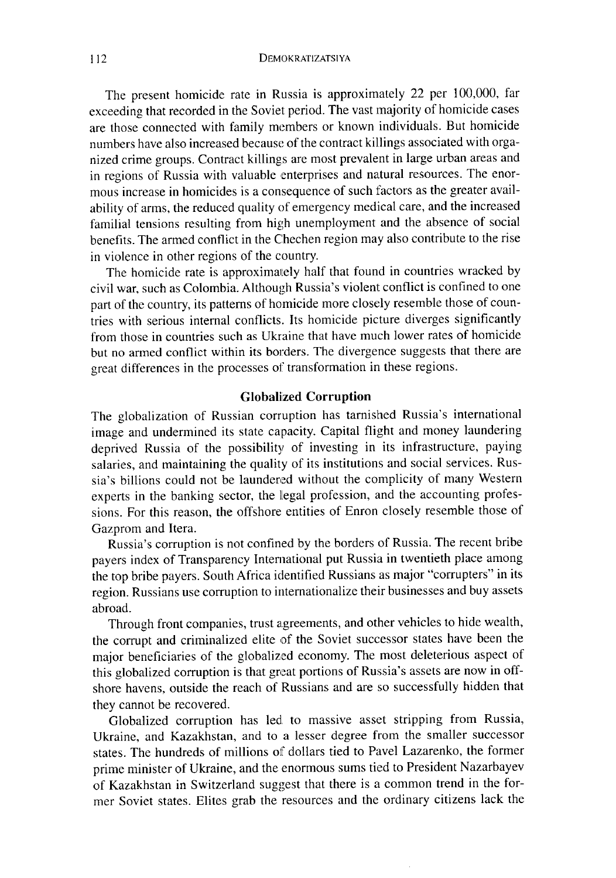The present homicide rate in Russia is approximately 22 per 100,000, far exceeding that recorded in the Soviet period. The vast majority of homicide cases are those connected with family members or known individuals. But homicide numbers have also increased because of the contract killings associated with organized crime groups. Contract killings are most prevalent in large urban areas and in regions of Russia with valuable enterprises and natural resources. The enormous increase in homicides is a consequence of such factors as the greater availability of arms, the reduced quality of emergency medical care, and the increased familial tensions resulting from high unemployment and the absence of social benefits. The armed conflict in the Chechen region may also contribute to the rise in violence in other regions of the country.

The homicide rate is approximately half that found in countries wracked by civil war, such as Colombia. Although Russia's violent conflict is confined to one part of the country, its patterns of homicide more closely resemble those of countries with serious internal conflicts. Its homicide picture diverges significantly from those in countries such as Ukraine that have much lower rates of homicide but no armed conflict within its borders. The divergence suggests that there are great differences in the processes of transformation in these regions.

### Globalized Corruption

The globalization of Russian corruption has tarnished Russia's international image and undermined its state capacity. Capital flight and money laundering deprived Russia of the possibility of investing in its infrastructure, paying salaries, and maintaining the quality of its institutions and social services. Russia's billions could not be laundered without the complicity of many Western experts in the banking sector, the legal profession, and the accounting professions. For this reason, the offshore entities of Enron closely resemble those of Gazprom and Itera.

Russia's corruption is not confined by the borders of Russia. The recent bribe payers index of Transparency International put Russia in twentieth place among the top bribe payers. South Africa identified Russians as major "corrupters" in its region. Russians use corruption to internationalize their businesses and buy assets abroad.

Through front companies, trust agreements, and other vehicles to hide wealth, the corrupt and criminalized elite of the Soviet successor states have been the major beneficiaries of the globalized economy. The most deleterious aspect of this globalized corruption is that great portions of Russia's assets are now in offshore havens, outside the reach of Russians and are so successfully hidden that they cannot be recovered.

Globalized corruption has led to massive asset stripping from Russia, Ukraine, and Kazakhstan, and to a lesser degree from the smaller successor states. The hundreds of millions of dollars tied to Pavel Lazarenko, the former prime minister of Ukraine, and the enormous sums tied to President Nazarbayev of Kazakhstan in Switzerland suggest that there is a common trend in the former Soviet states. Elites grab the resources and the ordinary citizens lack the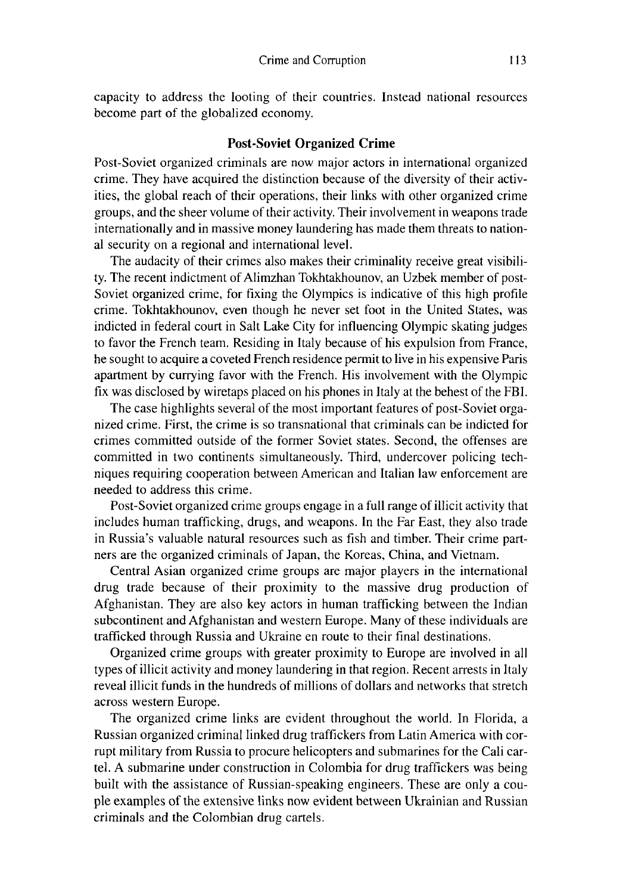capacity to address the looting of their countries. Instead national resources become part of the globalized economy.

## Post-Soviet Organized Crime

Post-Soviet organized criminals are now major actors in international organized crime. They have acquired the distinction because of the diversity of their activities, the global reach of their operations, their links with other organized crime groups, and the sheer volume of their activity. Their involvement in weapons trade internationally and in massive money laundering has made them threats to national security on a regional and international level.

The audacity of their crimes also makes their criminality receive great visibility. The recent indictment of Alimzhan Tokhtakhounov, an Uzbek member of post-Soviet organized crime, for fixing the Olympics is indicative of this high profile crime. Tokhtakhounov, even though he never set foot in the United States, was indicted in federal court in Salt Lake City for influencing Olympic skating judges to favor the French team. Residing in Italy because of his expulsion from France, he sought to acquire a coveted French residence permit to live in his expensive Paris apartment by currying favor with the French. His involvement with the Olympic fix was disclosed by wiretaps placed on his phones in Italy at the behest of the FBI.

The case highlights several of the most important features of post-Soviet organized crime. First, the crime is so transnational that criminals can be indicted for crimes committed outside of the former Soviet states. Second, the offenses are committed in two continents simultaneously. Third, undercover policing techniques requiring cooperation between American and Italian law enforcement are needed to address this crime.

Post-Soviet organized crime groups engage in a full range of illicit activity that includes human trafficking, drugs, and weapons. In the Far East, they also trade in Russia's valuable natural resources such as fish and timber. Their crime partners are the organized criminals of Japan, the Koreas, China, and Vietnam.

Central Asian organized crime groups are major players in the international drug trade because of their proximity to the massive drug production of Afghanistan. They are also key actors in human trafficking between the Indian subcontinent and Afghanistan and western Europe. Many of these individuals are trafficked through Russia and Ukraine en route to their final destinations.

Organized crime groups with greater proximity to Europe are involved in all types of illicit activity and money laundering in that region. Recent arrests in Italy reveal illicit funds in the hundreds of millions of dollars and networks that stretch across western Europe.

The organized crime links are evident throughout the world. In Florida, a Russian organized criminal linked drug traffickers from Latin America with corrupt military from Russia to procure helicopters and submarines for the Cali cartel. A submarine under construction in Colombia for drug traffickers was being built with the assistance of Russian-speaking engineers. These are only a couple examples of the extensive links now evident between Ukrainian and Russian criminals and the Colombian drug cartels.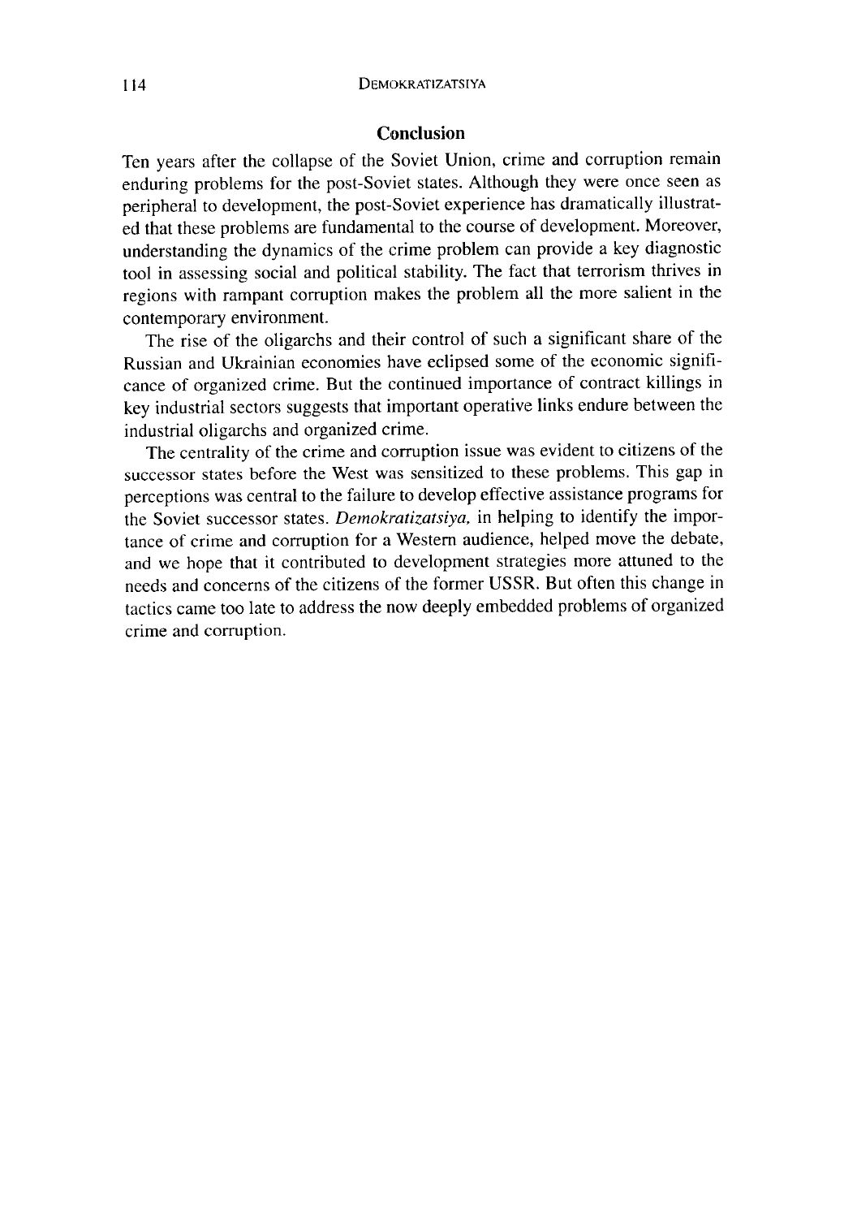## Conclusion

Ten years after the collapse of the Soviet Union, crime and corruption remain enduring problems for the post-Soviet states. Although they were once seen as peripheral to development, the post-Soviet experience has dramatically illustrated that these problems are fundamental to the course of development. Moreover, understanding the dynamics of the crime problem can provide a key diagnostic tool in assessing social and political stability. The fact that terrorism thrives in regions with rampant corruption makes the problem all the more salient in the contemporary environment.

The rise of the oligarchs and their control of such a significant share of the Russian and Ukrainian economies have eclipsed some of the economic significance of organized crime. But the continued importance of contract killings in key industrial sectors suggests that important operative links endure between the industrial oligarchs and organized crime.

The centrality of the crime and corruption issue was evident to citizens of the successor states before the West was sensitized to these problems. This gap in perceptions was central to the failure to develop effective assistance programs for the Soviet successor states. *Demokratizatsiya*, in helping to identify the importance of crime and corruption for a Western audience, helped move the debate, and we hope that it contributed to development strategies more attuned to the needs and concerns of the citizens of the former USSR. But often this change in tactics came too late to address the now deeply embedded problems of organized crime and corruption.